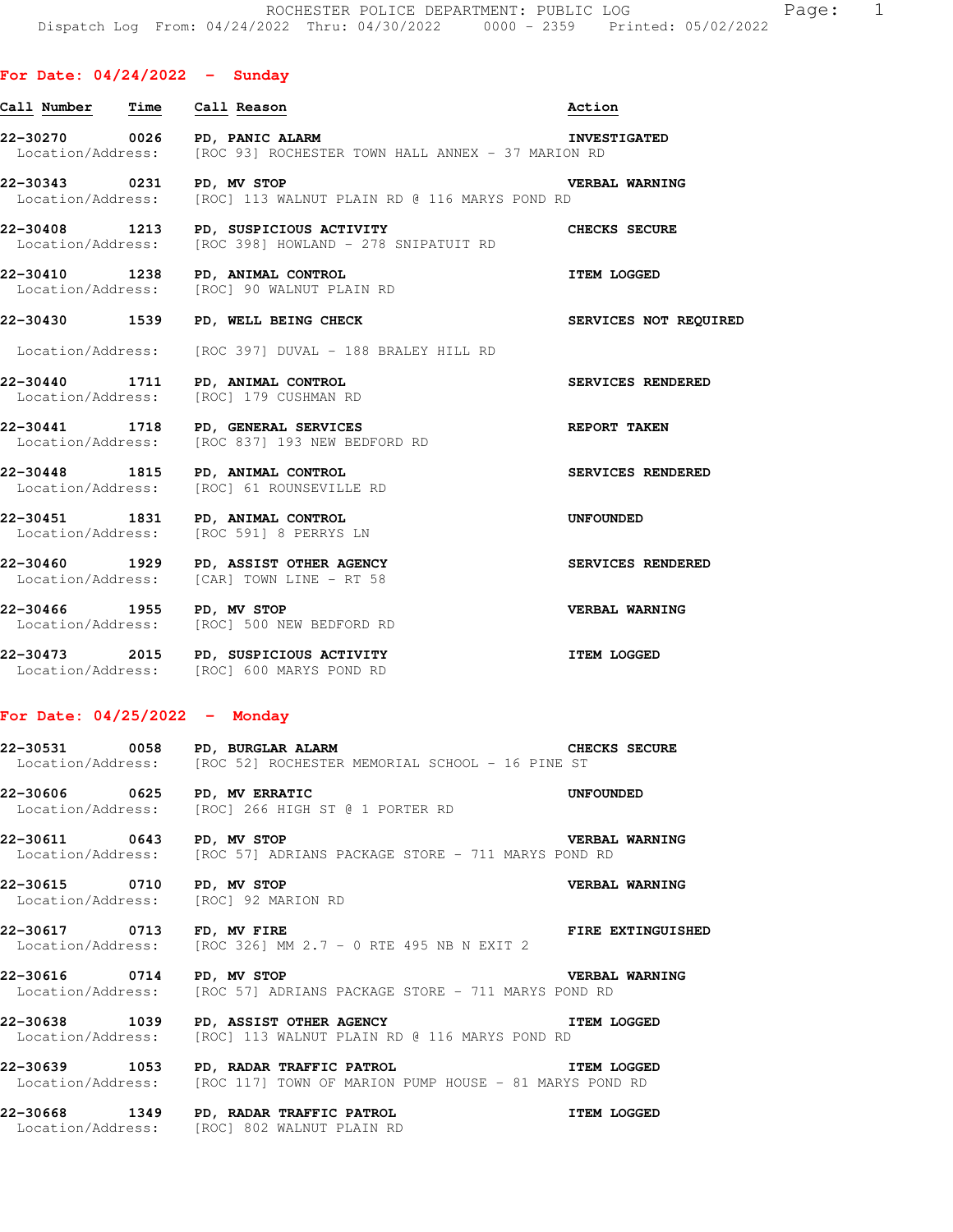ROCHESTER POLICE DEPARTMENT: PUBLIC LOG

Dispatch Log From: 04/24/2022 Thru: 04/30/2022 0000 - 2359 Printed: 05/02/2022

## For Date: 04/24/2022 - Sunday

| Call Number | Time | Call Reason | Action |
|---|---|---|---|
| 22-30270 | 0026 | PD, PANIC ALARM | INVESTIGATED |
| Location/Address: | | [ROC 93] ROCHESTER TOWN HALL ANNEX - 37 MARION RD | |
| 22-30343 | 0231 | PD, MV STOP | VERBAL WARNING |
| Location/Address: | | [ROC] 113 WALNUT PLAIN RD @ 116 MARYS POND RD | |
| 22-30408 | 1213 | PD, SUSPICIOUS ACTIVITY | CHECKS SECURE |
| Location/Address: | | [ROC 398] HOWLAND - 278 SNIPATUIT RD | |
| 22-30410 | 1238 | PD, ANIMAL CONTROL | ITEM LOGGED |
| Location/Address: | | [ROC] 90 WALNUT PLAIN RD | |
| 22-30430 | 1539 | PD, WELL BEING CHECK | SERVICES NOT REQUIRED |
| Location/Address: | | [ROC 397] DUVAL - 188 BRALEY HILL RD | |
| 22-30440 | 1711 | PD, ANIMAL CONTROL | SERVICES RENDERED |
| Location/Address: | | [ROC] 179 CUSHMAN RD | |
| 22-30441 | 1718 | PD, GENERAL SERVICES | REPORT TAKEN |
| Location/Address: | | [ROC 837] 193 NEW BEDFORD RD | |
| 22-30448 | 1815 | PD, ANIMAL CONTROL | SERVICES RENDERED |
| Location/Address: | | [ROC] 61 ROUNSEVILLE RD | |
| 22-30451 | 1831 | PD, ANIMAL CONTROL | UNFOUNDED |
| Location/Address: | | [ROC 591] 8 PERRYS LN | |
| 22-30460 | 1929 | PD, ASSIST OTHER AGENCY | SERVICES RENDERED |
| Location/Address: | | [CAR] TOWN LINE - RT 58 | |
| 22-30466 | 1955 | PD, MV STOP | VERBAL WARNING |
| Location/Address: | | [ROC] 500 NEW BEDFORD RD | |
| 22-30473 | 2015 | PD, SUSPICIOUS ACTIVITY | ITEM LOGGED |
| Location/Address: | | [ROC] 600 MARYS POND RD | |

## For Date: 04/25/2022 - Monday

| Call Number | Time | Call Reason | Action |
|---|---|---|---|
| 22-30531 | 0058 | PD, BURGLAR ALARM | CHECKS SECURE |
| Location/Address: | | [ROC 52] ROCHESTER MEMORIAL SCHOOL - 16 PINE ST | |
| 22-30606 | 0625 | PD, MV ERRATIC | UNFOUNDED |
| Location/Address: | | [ROC] 266 HIGH ST @ 1 PORTER RD | |
| 22-30611 | 0643 | PD, MV STOP | VERBAL WARNING |
| Location/Address: | | [ROC 57] ADRIANS PACKAGE STORE - 711 MARYS POND RD | |
| 22-30615 | 0710 | PD, MV STOP | VERBAL WARNING |
| Location/Address: | | [ROC] 92 MARION RD | |
| 22-30617 | 0713 | FD, MV FIRE | FIRE EXTINGUISHED |
| Location/Address: | | [ROC 326] MM 2.7 - 0 RTE 495 NB N EXIT 2 | |
| 22-30616 | 0714 | PD, MV STOP | VERBAL WARNING |
| Location/Address: | | [ROC 57] ADRIANS PACKAGE STORE - 711 MARYS POND RD | |
| 22-30638 | 1039 | PD, ASSIST OTHER AGENCY | ITEM LOGGED |
| Location/Address: | | [ROC] 113 WALNUT PLAIN RD @ 116 MARYS POND RD | |
| 22-30639 | 1053 | PD, RADAR TRAFFIC PATROL | ITEM LOGGED |
| Location/Address: | | [ROC 117] TOWN OF MARION PUMP HOUSE - 81 MARYS POND RD | |
| 22-30668 | 1349 | PD, RADAR TRAFFIC PATROL | ITEM LOGGED |
| Location/Address: | | [ROC] 802 WALNUT PLAIN RD | |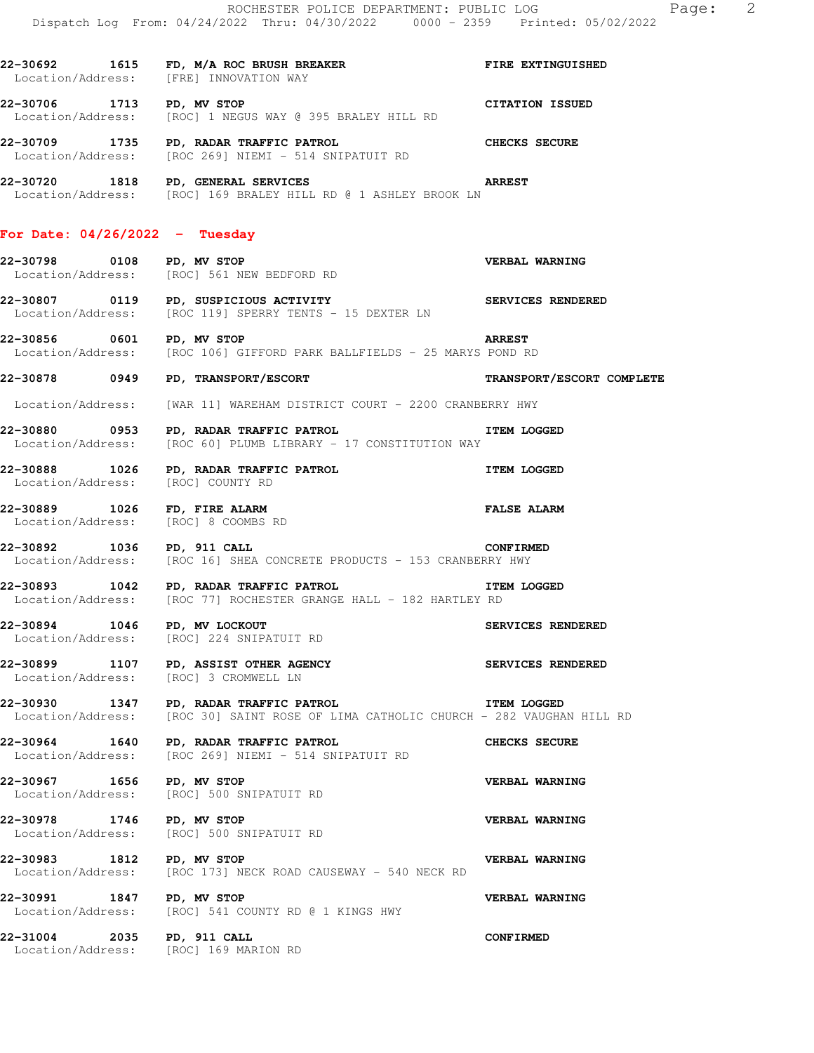22-30692 1615 FD, M/A ROC BRUSH BREAKER — FIRE EXTINGUISHED
Location/Address: [FRE] INNOVATION WAY

22-30706 1713 PD, MV STOP — CITATION ISSUED
Location/Address: [ROC] 1 NEGUS WAY @ 395 BRALEY HILL RD

22-30709 1735 PD, RADAR TRAFFIC PATROL — CHECKS SECURE
Location/Address: [ROC 269] NIEMI - 514 SNIPATUIT RD

22-30720 1818 PD, GENERAL SERVICES — ARREST
Location/Address: [ROC] 169 BRALEY HILL RD @ 1 ASHLEY BROOK LN

## For Date: 04/26/2022 - Tuesday

22-30798 0108 PD, MV STOP — VERBAL WARNING
Location/Address: [ROC] 561 NEW BEDFORD RD

22-30807 0119 PD, SUSPICIOUS ACTIVITY — SERVICES RENDERED
Location/Address: [ROC 119] SPERRY TENTS - 15 DEXTER LN

22-30856 0601 PD, MV STOP — ARREST
Location/Address: [ROC 106] GIFFORD PARK BALLFIELDS - 25 MARYS POND RD

22-30878 0949 PD, TRANSPORT/ESCORT — TRANSPORT/ESCORT COMPLETE
Location/Address: [WAR 11] WAREHAM DISTRICT COURT - 2200 CRANBERRY HWY

22-30880 0953 PD, RADAR TRAFFIC PATROL — ITEM LOGGED
Location/Address: [ROC 60] PLUMB LIBRARY - 17 CONSTITUTION WAY

22-30888 1026 PD, RADAR TRAFFIC PATROL — ITEM LOGGED
Location/Address: [ROC] COUNTY RD

22-30889 1026 FD, FIRE ALARM — FALSE ALARM
Location/Address: [ROC] 8 COOMBS RD

22-30892 1036 PD, 911 CALL — CONFIRMED
Location/Address: [ROC 16] SHEA CONCRETE PRODUCTS - 153 CRANBERRY HWY

22-30893 1042 PD, RADAR TRAFFIC PATROL — ITEM LOGGED
Location/Address: [ROC 77] ROCHESTER GRANGE HALL - 182 HARTLEY RD

22-30894 1046 PD, MV LOCKOUT — SERVICES RENDERED
Location/Address: [ROC] 224 SNIPATUIT RD

22-30899 1107 PD, ASSIST OTHER AGENCY — SERVICES RENDERED
Location/Address: [ROC] 3 CROMWELL LN

22-30930 1347 PD, RADAR TRAFFIC PATROL — ITEM LOGGED
Location/Address: [ROC 30] SAINT ROSE OF LIMA CATHOLIC CHURCH - 282 VAUGHAN HILL RD

22-30964 1640 PD, RADAR TRAFFIC PATROL — CHECKS SECURE
Location/Address: [ROC 269] NIEMI - 514 SNIPATUIT RD

22-30967 1656 PD, MV STOP — VERBAL WARNING
Location/Address: [ROC] 500 SNIPATUIT RD

22-30978 1746 PD, MV STOP — VERBAL WARNING
Location/Address: [ROC] 500 SNIPATUIT RD

22-30983 1812 PD, MV STOP — VERBAL WARNING
Location/Address: [ROC 173] NECK ROAD CAUSEWAY - 540 NECK RD

22-30991 1847 PD, MV STOP — VERBAL WARNING
Location/Address: [ROC] 541 COUNTY RD @ 1 KINGS HWY

22-31004 2035 PD, 911 CALL — CONFIRMED
Location/Address: [ROC] 169 MARION RD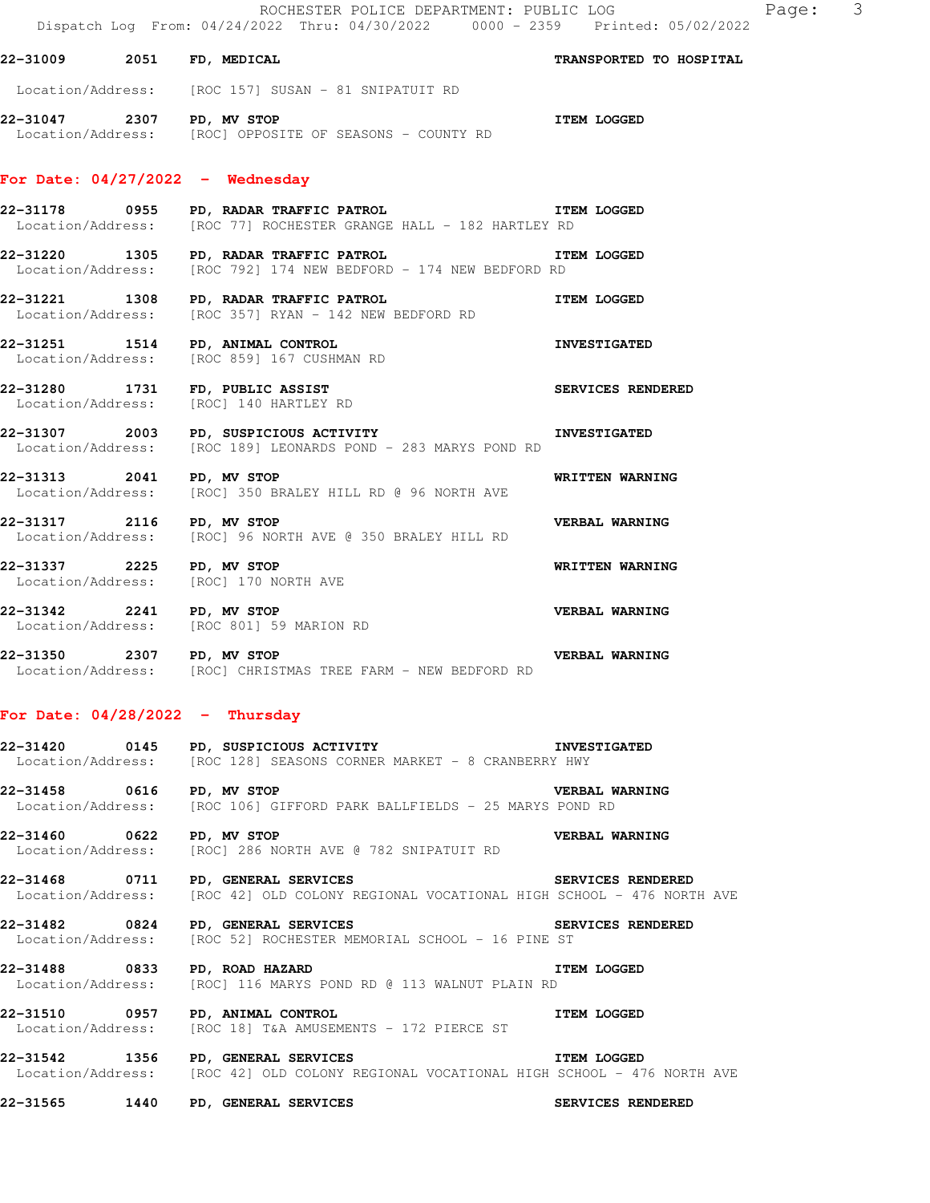22-31009 2051 FD, MEDICAL TRANSPORTED TO HOSPITAL
Location/Address: [ROC 157] SUSAN - 81 SNIPATUIT RD

22-31047 2307 PD, MV STOP ITEM LOGGED
Location/Address: [ROC] OPPOSITE OF SEASONS - COUNTY RD

## For Date: 04/27/2022 - Wednesday

22-31178 0955 PD, RADAR TRAFFIC PATROL ITEM LOGGED
Location/Address: [ROC 77] ROCHESTER GRANGE HALL - 182 HARTLEY RD

22-31220 1305 PD, RADAR TRAFFIC PATROL ITEM LOGGED
Location/Address: [ROC 792] 174 NEW BEDFORD - 174 NEW BEDFORD RD

22-31221 1308 PD, RADAR TRAFFIC PATROL ITEM LOGGED
Location/Address: [ROC 357] RYAN - 142 NEW BEDFORD RD

22-31251 1514 PD, ANIMAL CONTROL INVESTIGATED
Location/Address: [ROC 859] 167 CUSHMAN RD

22-31280 1731 FD, PUBLIC ASSIST SERVICES RENDERED
Location/Address: [ROC] 140 HARTLEY RD

22-31307 2003 PD, SUSPICIOUS ACTIVITY INVESTIGATED
Location/Address: [ROC 189] LEONARDS POND - 283 MARYS POND RD

22-31313 2041 PD, MV STOP WRITTEN WARNING
Location/Address: [ROC] 350 BRALEY HILL RD @ 96 NORTH AVE

22-31317 2116 PD, MV STOP VERBAL WARNING
Location/Address: [ROC] 96 NORTH AVE @ 350 BRALEY HILL RD

22-31337 2225 PD, MV STOP WRITTEN WARNING
Location/Address: [ROC] 170 NORTH AVE

22-31342 2241 PD, MV STOP VERBAL WARNING
Location/Address: [ROC 801] 59 MARION RD

22-31350 2307 PD, MV STOP VERBAL WARNING
Location/Address: [ROC] CHRISTMAS TREE FARM - NEW BEDFORD RD

## For Date: 04/28/2022 - Thursday

22-31420 0145 PD, SUSPICIOUS ACTIVITY INVESTIGATED
Location/Address: [ROC 128] SEASONS CORNER MARKET - 8 CRANBERRY HWY

22-31458 0616 PD, MV STOP VERBAL WARNING
Location/Address: [ROC 106] GIFFORD PARK BALLFIELDS - 25 MARYS POND RD

22-31460 0622 PD, MV STOP VERBAL WARNING
Location/Address: [ROC] 286 NORTH AVE @ 782 SNIPATUIT RD

22-31468 0711 PD, GENERAL SERVICES SERVICES RENDERED
Location/Address: [ROC 42] OLD COLONY REGIONAL VOCATIONAL HIGH SCHOOL - 476 NORTH AVE

22-31482 0824 PD, GENERAL SERVICES SERVICES RENDERED
Location/Address: [ROC 52] ROCHESTER MEMORIAL SCHOOL - 16 PINE ST

22-31488 0833 PD, ROAD HAZARD ITEM LOGGED
Location/Address: [ROC] 116 MARYS POND RD @ 113 WALNUT PLAIN RD

22-31510 0957 PD, ANIMAL CONTROL ITEM LOGGED
Location/Address: [ROC 18] T&A AMUSEMENTS - 172 PIERCE ST

22-31542 1356 PD, GENERAL SERVICES ITEM LOGGED
Location/Address: [ROC 42] OLD COLONY REGIONAL VOCATIONAL HIGH SCHOOL - 476 NORTH AVE

22-31565 1440 PD, GENERAL SERVICES SERVICES RENDERED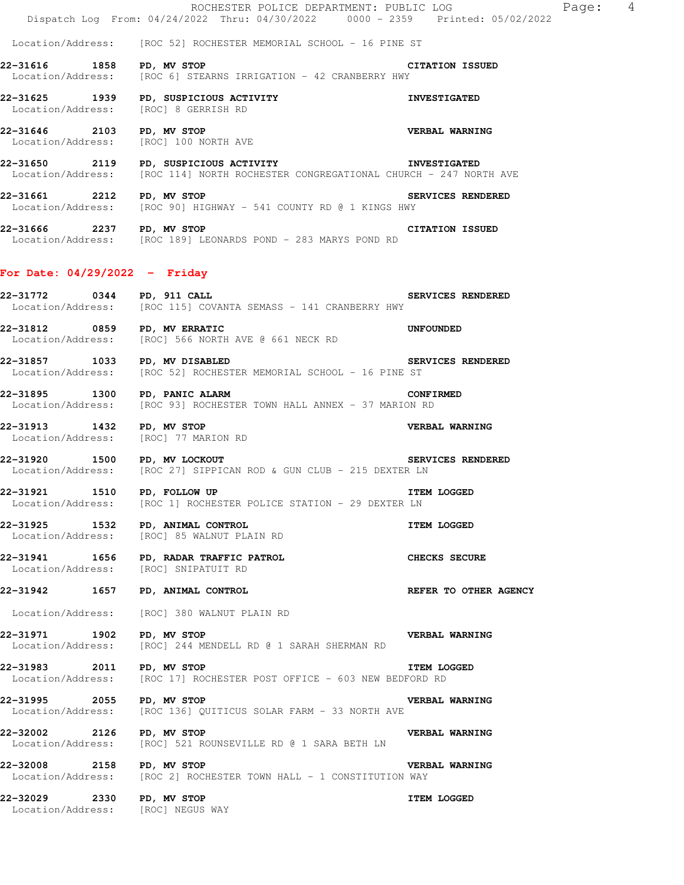Location/Address: [ROC 52] ROCHESTER MEMORIAL SCHOOL - 16 PINE ST

**22-31616 1858 PD, MV STOP** **CITATION ISSUED**
Location/Address: [ROC 6] STEARNS IRRIGATION - 42 CRANBERRY HWY

**22-31625 1939 PD, SUSPICIOUS ACTIVITY** **INVESTIGATED**
Location/Address: [ROC] 8 GERRISH RD

**22-31646 2103 PD, MV STOP** **VERBAL WARNING**
Location/Address: [ROC] 100 NORTH AVE

**22-31650 2119 PD, SUSPICIOUS ACTIVITY** **INVESTIGATED**
Location/Address: [ROC 114] NORTH ROCHESTER CONGREGATIONAL CHURCH - 247 NORTH AVE

**22-31661 2212 PD, MV STOP** **SERVICES RENDERED**
Location/Address: [ROC 90] HIGHWAY - 541 COUNTY RD @ 1 KINGS HWY

**22-31666 2237 PD, MV STOP** **CITATION ISSUED**
Location/Address: [ROC 189] LEONARDS POND - 283 MARYS POND RD

## For Date: 04/29/2022 - Friday

**22-31772 0344 PD, 911 CALL** **SERVICES RENDERED**
Location/Address: [ROC 115] COVANTA SEMASS - 141 CRANBERRY HWY

**22-31812 0859 PD, MV ERRATIC** **UNFOUNDED**
Location/Address: [ROC] 566 NORTH AVE @ 661 NECK RD

**22-31857 1033 PD, MV DISABLED** **SERVICES RENDERED**
Location/Address: [ROC 52] ROCHESTER MEMORIAL SCHOOL - 16 PINE ST

**22-31895 1300 PD, PANIC ALARM** **CONFIRMED**
Location/Address: [ROC 93] ROCHESTER TOWN HALL ANNEX - 37 MARION RD

**22-31913 1432 PD, MV STOP** **VERBAL WARNING**
Location/Address: [ROC] 77 MARION RD

**22-31920 1500 PD, MV LOCKOUT** **SERVICES RENDERED**
Location/Address: [ROC 27] SIPPICAN ROD & GUN CLUB - 215 DEXTER LN

**22-31921 1510 PD, FOLLOW UP** **ITEM LOGGED**
Location/Address: [ROC 1] ROCHESTER POLICE STATION - 29 DEXTER LN

**22-31925 1532 PD, ANIMAL CONTROL** **ITEM LOGGED**
Location/Address: [ROC] 85 WALNUT PLAIN RD

**22-31941 1656 PD, RADAR TRAFFIC PATROL** **CHECKS SECURE**
Location/Address: [ROC] SNIPATUIT RD

**22-31942 1657 PD, ANIMAL CONTROL** **REFER TO OTHER AGENCY**
Location/Address: [ROC] 380 WALNUT PLAIN RD

**22-31971 1902 PD, MV STOP** **VERBAL WARNING**
Location/Address: [ROC] 244 MENDELL RD @ 1 SARAH SHERMAN RD

**22-31983 2011 PD, MV STOP** **ITEM LOGGED**
Location/Address: [ROC 17] ROCHESTER POST OFFICE - 603 NEW BEDFORD RD

**22-31995 2055 PD, MV STOP** **VERBAL WARNING**
Location/Address: [ROC 136] QUITICUS SOLAR FARM - 33 NORTH AVE

**22-32002 2126 PD, MV STOP** **VERBAL WARNING**
Location/Address: [ROC] 521 ROUNSEVILLE RD @ 1 SARA BETH LN

**22-32008 2158 PD, MV STOP** **VERBAL WARNING**
Location/Address: [ROC 2] ROCHESTER TOWN HALL - 1 CONSTITUTION WAY

**22-32029 2330 PD, MV STOP** **ITEM LOGGED**
Location/Address: [ROC] NEGUS WAY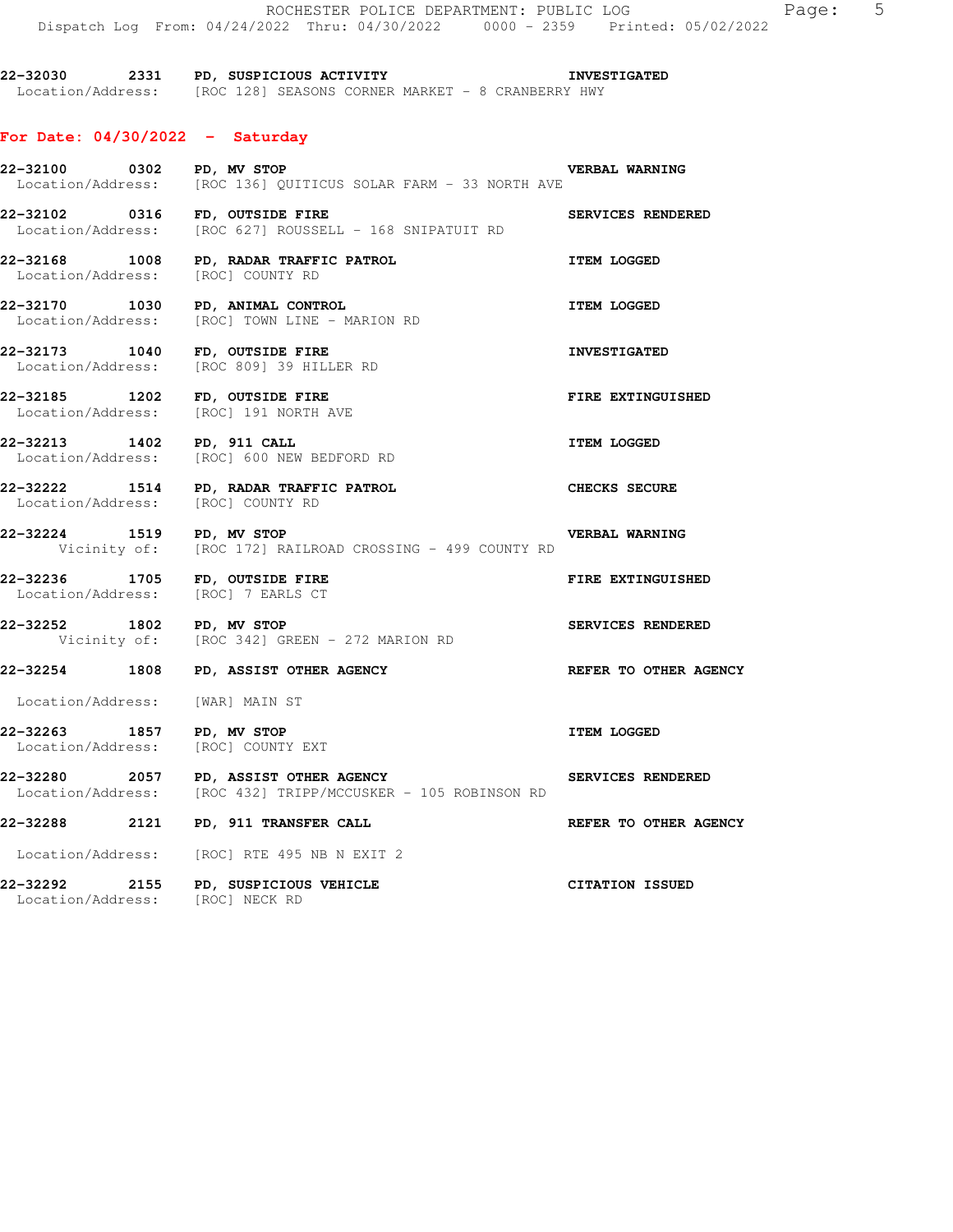22-32030 2331 PD, SUSPICIOUS ACTIVITY INVESTIGATED
Location/Address: [ROC 128] SEASONS CORNER MARKET - 8 CRANBERRY HWY

## For Date: 04/30/2022 - Saturday

**22-32100 0302 PD, MV STOP** **VERBAL WARNING**
Location/Address: [ROC 136] QUITICUS SOLAR FARM - 33 NORTH AVE

**22-32102 0316 FD, OUTSIDE FIRE** **SERVICES RENDERED**
Location/Address: [ROC 627] ROUSSELL - 168 SNIPATUIT RD

**22-32168 1008 PD, RADAR TRAFFIC PATROL** **ITEM LOGGED**
Location/Address: [ROC] COUNTY RD

**22-32170 1030 PD, ANIMAL CONTROL** **ITEM LOGGED**
Location/Address: [ROC] TOWN LINE - MARION RD

**22-32173 1040 FD, OUTSIDE FIRE** **INVESTIGATED**
Location/Address: [ROC 809] 39 HILLER RD

**22-32185 1202 FD, OUTSIDE FIRE** **FIRE EXTINGUISHED**
Location/Address: [ROC] 191 NORTH AVE

**22-32213 1402 PD, 911 CALL** **ITEM LOGGED**
Location/Address: [ROC] 600 NEW BEDFORD RD

**22-32222 1514 PD, RADAR TRAFFIC PATROL** **CHECKS SECURE**
Location/Address: [ROC] COUNTY RD

**22-32224 1519 PD, MV STOP** **VERBAL WARNING**
Vicinity of: [ROC 172] RAILROAD CROSSING - 499 COUNTY RD

**22-32236 1705 FD, OUTSIDE FIRE** **FIRE EXTINGUISHED**
Location/Address: [ROC] 7 EARLS CT

**22-32252 1802 PD, MV STOP** **SERVICES RENDERED**
Vicinity of: [ROC 342] GREEN - 272 MARION RD

**22-32254 1808 PD, ASSIST OTHER AGENCY** **REFER TO OTHER AGENCY**
Location/Address: [WAR] MAIN ST

**22-32263 1857 PD, MV STOP** **ITEM LOGGED**
Location/Address: [ROC] COUNTY EXT

**22-32280 2057 PD, ASSIST OTHER AGENCY** **SERVICES RENDERED**
Location/Address: [ROC 432] TRIPP/MCCUSKER - 105 ROBINSON RD

**22-32288 2121 PD, 911 TRANSFER CALL** **REFER TO OTHER AGENCY**
Location/Address: [ROC] RTE 495 NB N EXIT 2

**22-32292 2155 PD, SUSPICIOUS VEHICLE** **CITATION ISSUED**
Location/Address: [ROC] NECK RD